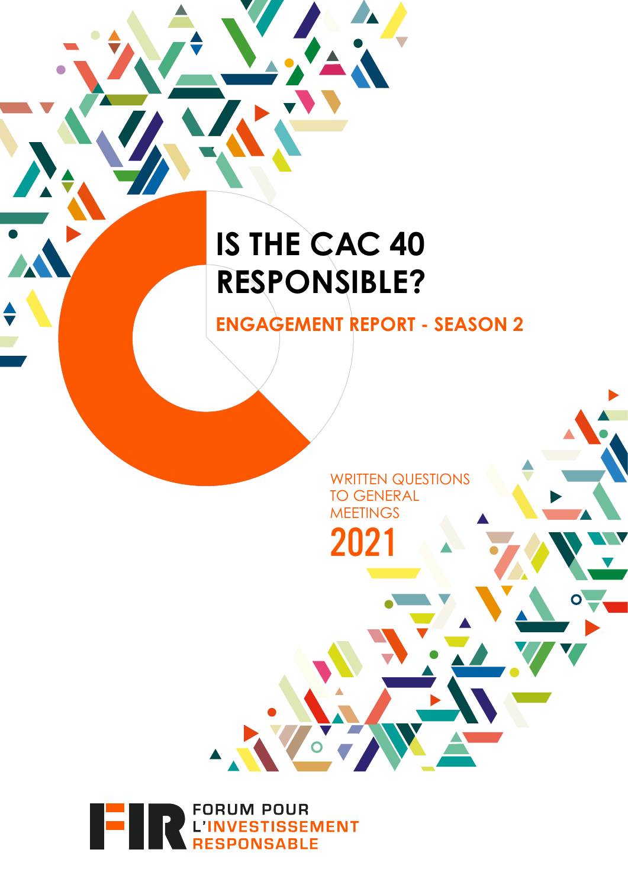# IS THE CAC 40 RESPONSIBLE?

## ENGAGEMENT REPORT - SEASON 2

WRITTEN QUESTIONS TO GENERAL MEETINGS

2021

FORUM POUR L'INVESTISSEMENT RESPONSABLE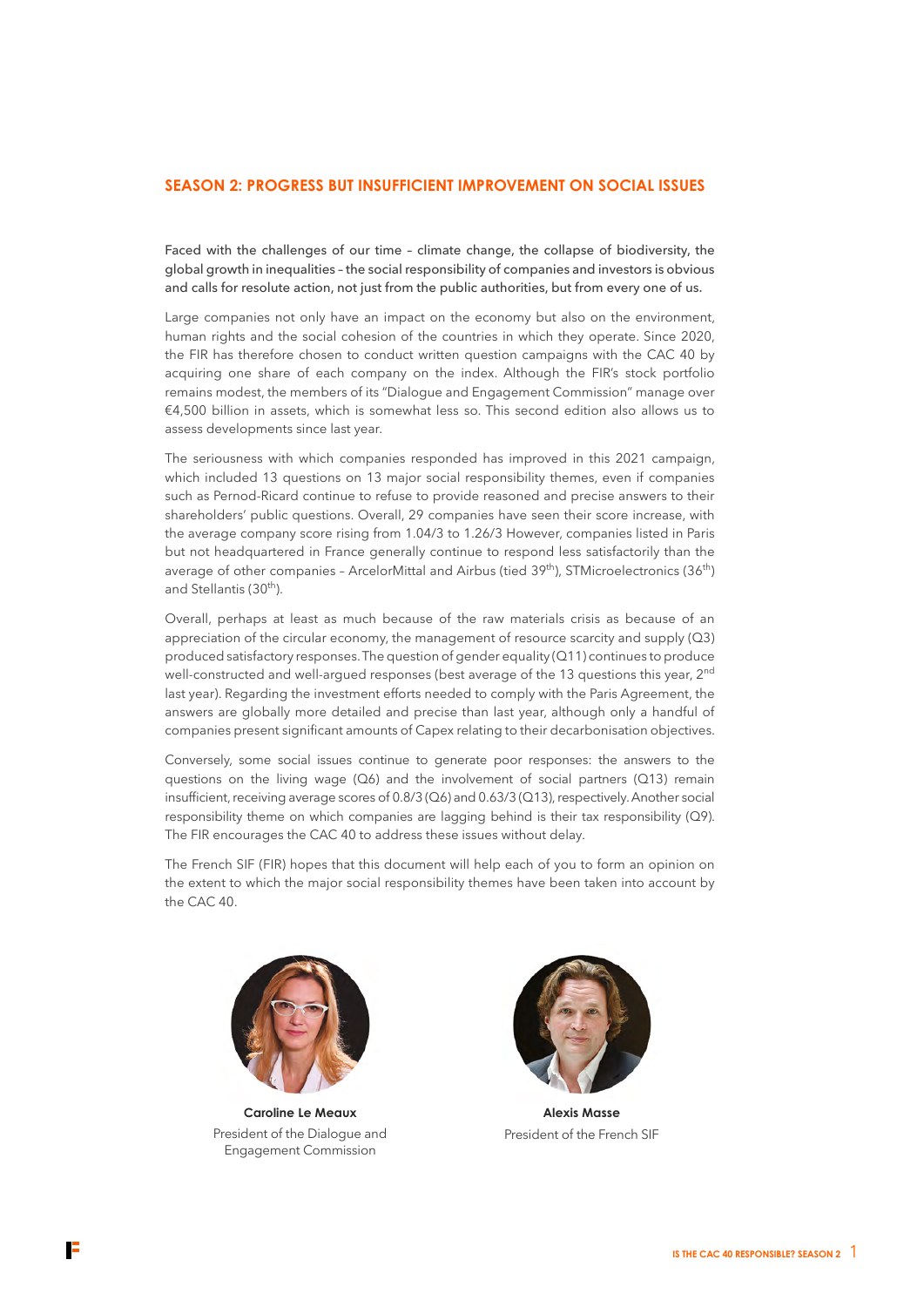## SEASON 2: PROGRESS BUT INSUFFICIENT IMPROVEMENT ON SOCIAL ISSUES

Faced with the challenges of our time – climate change, the collapse of biodiversity, the global growth in inequalities – the social responsibility of companies and investors is obvious and calls for resolute action, not just from the public authorities, but from every one of us.

Large companies not only have an impact on the economy but also on the environment, human rights and the social cohesion of the countries in which they operate. Since 2020, the FIR has therefore chosen to conduct written question campaigns with the CAC 40 by acquiring one share of each company on the index. Although the FIR's stock portfolio remains modest, the members of its "Dialogue and Engagement Commission" manage over €4,500 billion in assets, which is somewhat less so. This second edition also allows us to assess developments since last year.

The seriousness with which companies responded has improved in this 2021 campaign, which included 13 questions on 13 major social responsibility themes, even if companies such as Pernod-Ricard continue to refuse to provide reasoned and precise answers to their shareholders' public questions. Overall, 29 companies have seen their score increase, with the average company score rising from 1.04/3 to 1.26/3 However, companies listed in Paris but not headquartered in France generally continue to respond less satisfactorily than the average of other companies – ArcelorMittal and Airbus (tied 39th), STMicroelectronics (36th) and Stellantis (30th).

Overall, perhaps at least as much because of the raw materials crisis as because of an appreciation of the circular economy, the management of resource scarcity and supply (Q3) produced satisfactory responses. The question of gender equality (Q11) continues to produce well-constructed and well-argued responses (best average of the 13 questions this year, 2nd last year). Regarding the investment efforts needed to comply with the Paris Agreement, the answers are globally more detailed and precise than last year, although only a handful of companies present significant amounts of Capex relating to their decarbonisation objectives.

Conversely, some social issues continue to generate poor responses: the answers to the questions on the living wage (Q6) and the involvement of social partners (Q13) remain insufficient, receiving average scores of 0.8/3 (Q6) and 0.63/3 (Q13), respectively. Another social responsibility theme on which companies are lagging behind is their tax responsibility (Q9). The FIR encourages the CAC 40 to address these issues without delay.

The French SIF (FIR) hopes that this document will help each of you to form an opinion on the extent to which the major social responsibility themes have been taken into account by the CAC 40.

**Caroline Le Meaux**
President of the Dialogue and Engagement Commission

**Alexis Masse**
President of the French SIF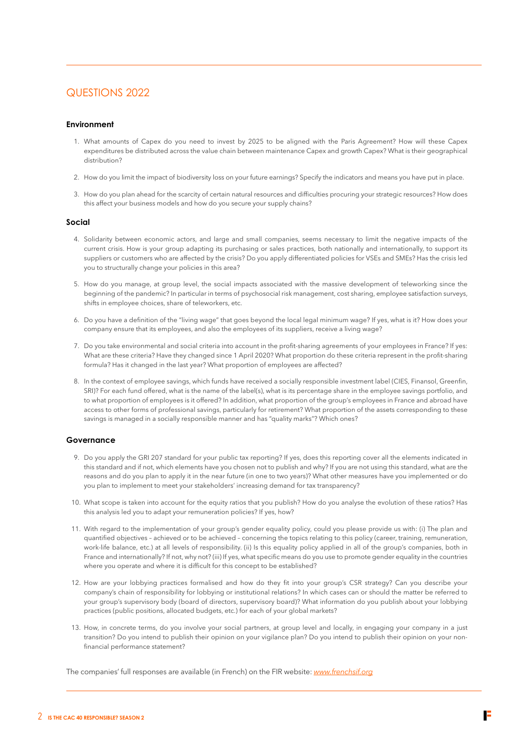# QUESTIONS 2022

## Environment

1. What amounts of Capex do you need to invest by 2025 to be aligned with the Paris Agreement? How will these Capex expenditures be distributed across the value chain between maintenance Capex and growth Capex? What is their geographical distribution?

2. How do you limit the impact of biodiversity loss on your future earnings? Specify the indicators and means you have put in place.

3. How do you plan ahead for the scarcity of certain natural resources and difficulties procuring your strategic resources? How does this affect your business models and how do you secure your supply chains?

## Social

4. Solidarity between economic actors, and large and small companies, seems necessary to limit the negative impacts of the current crisis. How is your group adapting its purchasing or sales practices, both nationally and internationally, to support its suppliers or customers who are affected by the crisis? Do you apply differentiated policies for VSEs and SMEs? Has the crisis led you to structurally change your policies in this area?

5. How do you manage, at group level, the social impacts associated with the massive development of teleworking since the beginning of the pandemic? In particular in terms of psychosocial risk management, cost sharing, employee satisfaction surveys, shifts in employee choices, share of teleworkers, etc.

6. Do you have a definition of the "living wage" that goes beyond the local legal minimum wage? If yes, what is it? How does your company ensure that its employees, and also the employees of its suppliers, receive a living wage?

7. Do you take environmental and social criteria into account in the profit-sharing agreements of your employees in France? If yes: What are these criteria? Have they changed since 1 April 2020? What proportion do these criteria represent in the profit-sharing formula? Has it changed in the last year? What proportion of employees are affected?

8. In the context of employee savings, which funds have received a socially responsible investment label (CIES, Finansol, Greenfin, SRI)? For each fund offered, what is the name of the label(s), what is its percentage share in the employee savings portfolio, and to what proportion of employees is it offered? In addition, what proportion of the group's employees in France and abroad have access to other forms of professional savings, particularly for retirement? What proportion of the assets corresponding to these savings is managed in a socially responsible manner and has "quality marks"? Which ones?

## Governance

9. Do you apply the GRI 207 standard for your public tax reporting? If yes, does this reporting cover all the elements indicated in this standard and if not, which elements have you chosen not to publish and why? If you are not using this standard, what are the reasons and do you plan to apply it in the near future (in one to two years)? What other measures have you implemented or do you plan to implement to meet your stakeholders' increasing demand for tax transparency?

10. What scope is taken into account for the equity ratios that you publish? How do you analyse the evolution of these ratios? Has this analysis led you to adapt your remuneration policies? If yes, how?

11. With regard to the implementation of your group's gender equality policy, could you please provide us with: (i) The plan and quantified objectives – achieved or to be achieved – concerning the topics relating to this policy (career, training, remuneration, work-life balance, etc.) at all levels of responsibility. (ii) Is this equality policy applied in all of the group's companies, both in France and internationally? If not, why not? (iii) If yes, what specific means do you use to promote gender equality in the countries where you operate and where it is difficult for this concept to be established?

12. How are your lobbying practices formalised and how do they fit into your group's CSR strategy? Can you describe your company's chain of responsibility for lobbying or institutional relations? In which cases can or should the matter be referred to your group's supervisory body (board of directors, supervisory board)? What information do you publish about your lobbying practices (public positions, allocated budgets, etc.) for each of your global markets?

13. How, in concrete terms, do you involve your social partners, at group level and locally, in engaging your company in a just transition? Do you intend to publish their opinion on your vigilance plan? Do you intend to publish their opinion on your non-financial performance statement?

The companies' full responses are available (in French) on the FIR website: *www.frenchsif.org*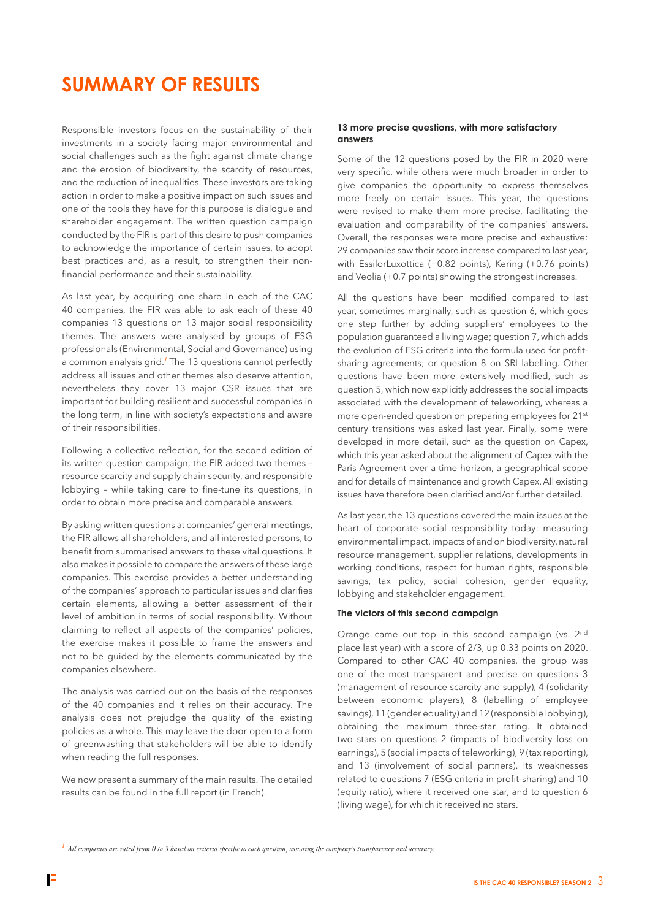# SUMMARY OF RESULTS

Responsible investors focus on the sustainability of their investments in a society facing major environmental and social challenges such as the fight against climate change and the erosion of biodiversity, the scarcity of resources, and the reduction of inequalities. These investors are taking action in order to make a positive impact on such issues and one of the tools they have for this purpose is dialogue and shareholder engagement. The written question campaign conducted by the FIR is part of this desire to push companies to acknowledge the importance of certain issues, to adopt best practices and, as a result, to strengthen their non-financial performance and their sustainability.

As last year, by acquiring one share in each of the CAC 40 companies, the FIR was able to ask each of these 40 companies 13 questions on 13 major social responsibility themes. The answers were analysed by groups of ESG professionals (Environmental, Social and Governance) using a common analysis grid.[1] The 13 questions cannot perfectly address all issues and other themes also deserve attention, nevertheless they cover 13 major CSR issues that are important for building resilient and successful companies in the long term, in line with society's expectations and aware of their responsibilities.

Following a collective reflection, for the second edition of its written question campaign, the FIR added two themes – resource scarcity and supply chain security, and responsible lobbying – while taking care to fine-tune its questions, in order to obtain more precise and comparable answers.

By asking written questions at companies' general meetings, the FIR allows all shareholders, and all interested persons, to benefit from summarised answers to these vital questions. It also makes it possible to compare the answers of these large companies. This exercise provides a better understanding of the companies' approach to particular issues and clarifies certain elements, allowing a better assessment of their level of ambition in terms of social responsibility. Without claiming to reflect all aspects of the companies' policies, the exercise makes it possible to frame the answers and not to be guided by the elements communicated by the companies elsewhere.

The analysis was carried out on the basis of the responses of the 40 companies and it relies on their accuracy. The analysis does not prejudge the quality of the existing policies as a whole. This may leave the door open to a form of greenwashing that stakeholders will be able to identify when reading the full responses.

We now present a summary of the main results. The detailed results can be found in the full report (in French).

### 13 more precise questions, with more satisfactory answers

Some of the 12 questions posed by the FIR in 2020 were very specific, while others were much broader in order to give companies the opportunity to express themselves more freely on certain issues. This year, the questions were revised to make them more precise, facilitating the evaluation and comparability of the companies' answers. Overall, the responses were more precise and exhaustive: 29 companies saw their score increase compared to last year, with EssilorLuxottica (+0.82 points), Kering (+0.76 points) and Veolia (+0.7 points) showing the strongest increases.

All the questions have been modified compared to last year, sometimes marginally, such as question 6, which goes one step further by adding suppliers' employees to the population guaranteed a living wage; question 7, which adds the evolution of ESG criteria into the formula used for profit-sharing agreements; or question 8 on SRI labelling. Other questions have been more extensively modified, such as question 5, which now explicitly addresses the social impacts associated with the development of teleworking, whereas a more open-ended question on preparing employees for 21st century transitions was asked last year. Finally, some were developed in more detail, such as the question on Capex, which this year asked about the alignment of Capex with the Paris Agreement over a time horizon, a geographical scope and for details of maintenance and growth Capex. All existing issues have therefore been clarified and/or further detailed.

As last year, the 13 questions covered the main issues at the heart of corporate social responsibility today: measuring environmental impact, impacts of and on biodiversity, natural resource management, supplier relations, developments in working conditions, respect for human rights, responsible savings, tax policy, social cohesion, gender equality, lobbying and stakeholder engagement.

### The victors of this second campaign

Orange came out top in this second campaign (vs. 2nd place last year) with a score of 2/3, up 0.33 points on 2020. Compared to other CAC 40 companies, the group was one of the most transparent and precise on questions 3 (management of resource scarcity and supply), 4 (solidarity between economic players), 8 (labelling of employee savings), 11 (gender equality) and 12 (responsible lobbying), obtaining the maximum three-star rating. It obtained two stars on questions 2 (impacts of biodiversity loss on earnings), 5 (social impacts of teleworking), 9 (tax reporting), and 13 (involvement of social partners). Its weaknesses related to questions 7 (ESG criteria in profit-sharing) and 10 (equity ratio), where it received one star, and to question 6 (living wage), for which it received no stars.

[1] *All companies are rated from 0 to 3 based on criteria specific to each question, assessing the company's transparency and accuracy.*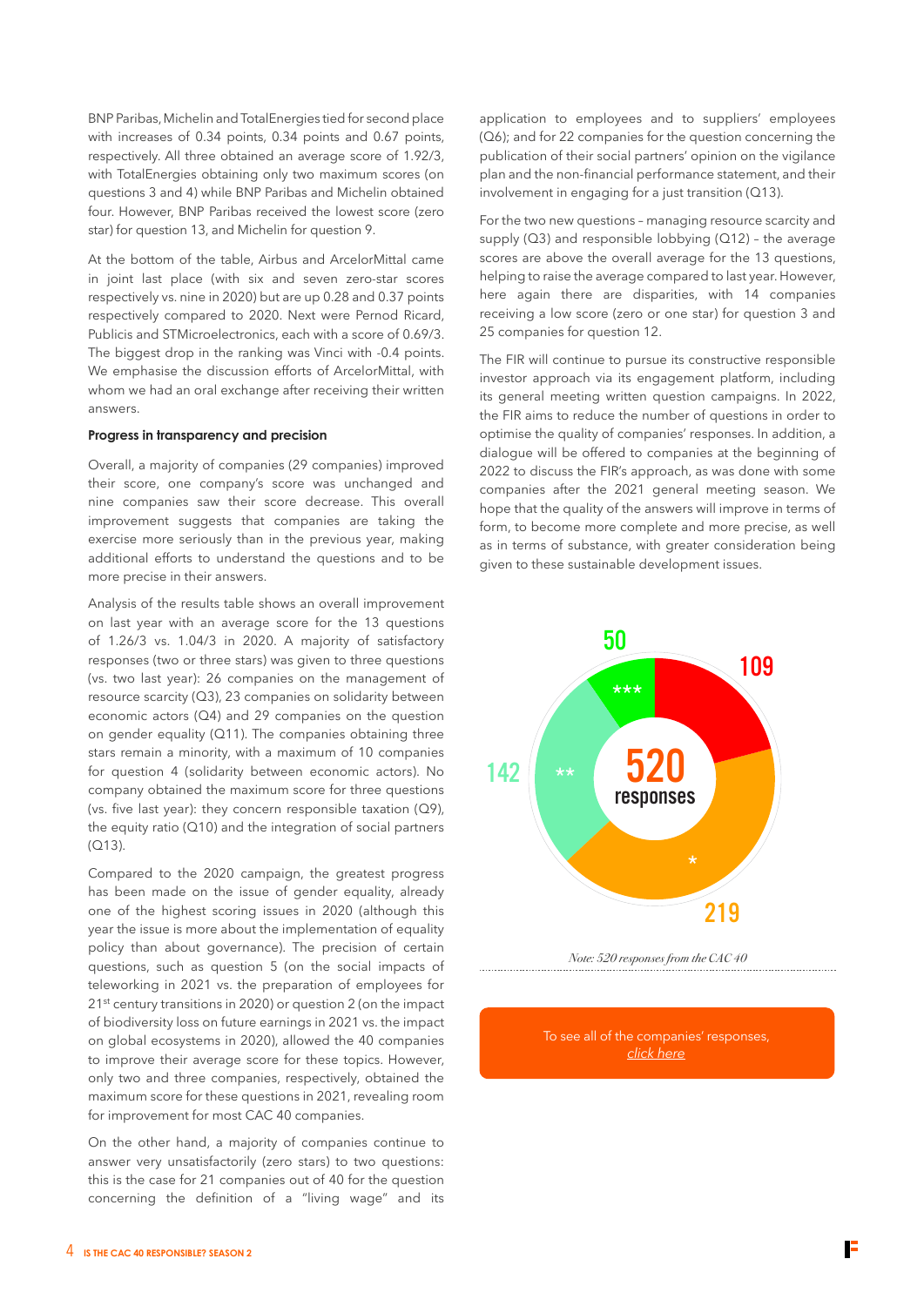BNP Paribas, Michelin and TotalEnergies tied for second place with increases of 0.34 points, 0.34 points and 0.67 points, respectively. All three obtained an average score of 1.92/3, with TotalEnergies obtaining only two maximum scores (on questions 3 and 4) while BNP Paribas and Michelin obtained four. However, BNP Paribas received the lowest score (zero star) for question 13, and Michelin for question 9.

At the bottom of the table, Airbus and ArcelorMittal came in joint last place (with six and seven zero-star scores respectively vs. nine in 2020) but are up 0.28 and 0.37 points respectively compared to 2020. Next were Pernod Ricard, Publicis and STMicroelectronics, each with a score of 0.69/3. The biggest drop in the ranking was Vinci with -0.4 points. We emphasise the discussion efforts of ArcelorMittal, with whom we had an oral exchange after receiving their written answers.

**Progress in transparency and precision**

Overall, a majority of companies (29 companies) improved their score, one company's score was unchanged and nine companies saw their score decrease. This overall improvement suggests that companies are taking the exercise more seriously than in the previous year, making additional efforts to understand the questions and to be more precise in their answers.

Analysis of the results table shows an overall improvement on last year with an average score for the 13 questions of 1.26/3 vs. 1.04/3 in 2020. A majority of satisfactory responses (two or three stars) was given to three questions (vs. two last year): 26 companies on the management of resource scarcity (Q3), 23 companies on solidarity between economic actors (Q4) and 29 companies on the question on gender equality (Q11). The companies obtaining three stars remain a minority, with a maximum of 10 companies for question 4 (solidarity between economic actors). No company obtained the maximum score for three questions (vs. five last year): they concern responsible taxation (Q9), the equity ratio (Q10) and the integration of social partners (Q13).

Compared to the 2020 campaign, the greatest progress has been made on the issue of gender equality, already one of the highest scoring issues in 2020 (although this year the issue is more about the implementation of equality policy than about governance). The precision of certain questions, such as question 5 (on the social impacts of teleworking in 2021 vs. the preparation of employees for 21st century transitions in 2020) or question 2 (on the impact of biodiversity loss on future earnings in 2021 vs. the impact on global ecosystems in 2020), allowed the 40 companies to improve their average score for these topics. However, only two and three companies, respectively, obtained the maximum score for these questions in 2021, revealing room for improvement for most CAC 40 companies.

On the other hand, a majority of companies continue to answer very unsatisfactorily (zero stars) to two questions: this is the case for 21 companies out of 40 for the question concerning the definition of a "living wage" and its application to employees and to suppliers' employees (Q6); and for 22 companies for the question concerning the publication of their social partners' opinion on the vigilance plan and the non-financial performance statement, and their involvement in engaging for a just transition (Q13).

For the two new questions – managing resource scarcity and supply (Q3) and responsible lobbying (Q12) – the average scores are above the overall average for the 13 questions, helping to raise the average compared to last year. However, here again there are disparities, with 14 companies receiving a low score (zero or one star) for question 3 and 25 companies for question 12.

The FIR will continue to pursue its constructive responsible investor approach via its engagement platform, including its general meeting written question campaigns. In 2022, the FIR aims to reduce the number of questions in order to optimise the quality of companies' responses. In addition, a dialogue will be offered to companies at the beginning of 2022 to discuss the FIR's approach, as was done with some companies after the 2021 general meeting season. We hope that the quality of the answers will improve in terms of form, to become more complete and more precise, as well as in terms of substance, with greater consideration being given to these sustainable development issues.

520 responses

| Score | Responses |
|---|---|
| *** | 50 |
| ** | 142 |
| * | 219 |
| (zero star) | 109 |

*Note: 520 responses from the CAC 40*

To see all of the companies' responses, click here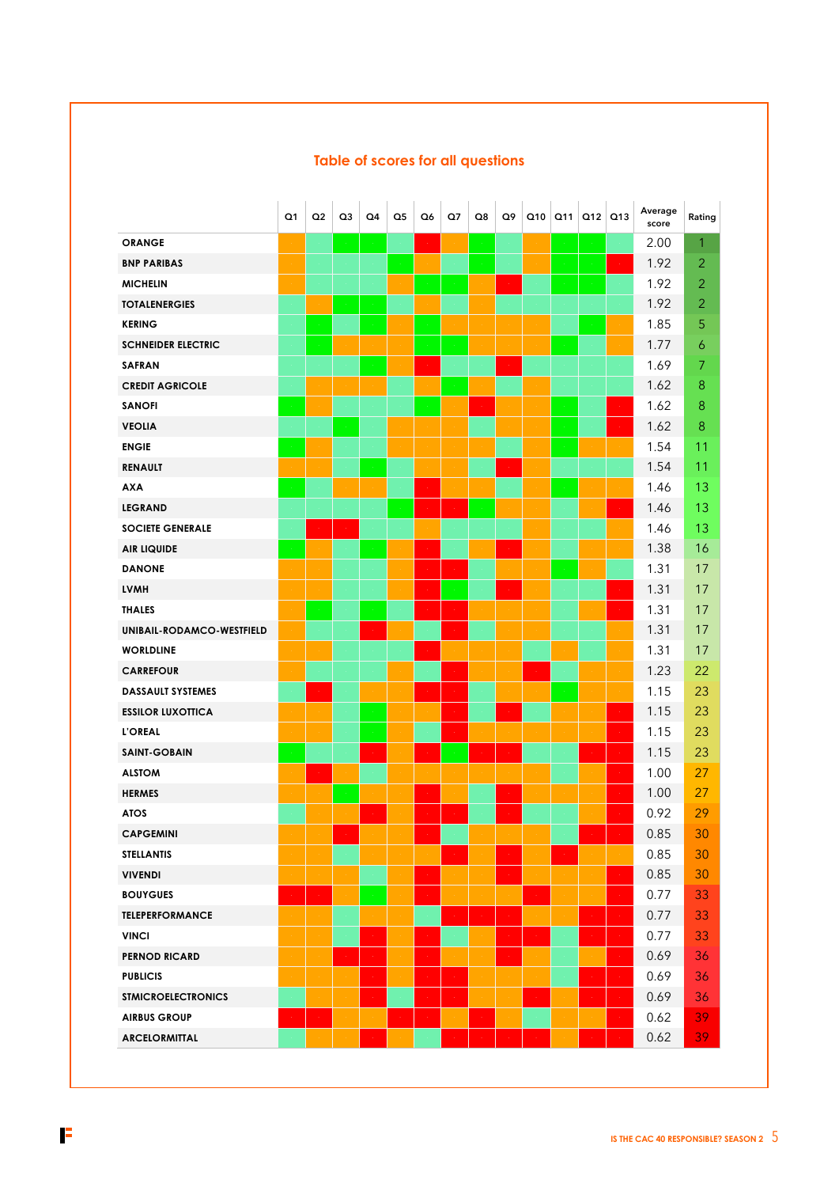## Table of scores for all questions

| | Q1 | Q2 | Q3 | Q4 | Q5 | Q6 | Q7 | Q8 | Q9 | Q10 | Q11 | Q12 | Q13 | Average score | Rating |
|---|---|---|---|---|---|---|---|---|---|---|---|---|---|---|---|
| **ORANGE** | | | | | | | | | | | | | | 2.00 | 1 |
| **BNP PARIBAS** | | | | | | | | | | | | | | 1.92 | 2 |
| **MICHELIN** | | | | | | | | | | | | | | 1.92 | 2 |
| **TOTALENERGIES** | | | | | | | | | | | | | | 1.92 | 2 |
| **KERING** | | | | | | | | | | | | | | 1.85 | 5 |
| **SCHNEIDER ELECTRIC** | | | | | | | | | | | | | | 1.77 | 6 |
| **SAFRAN** | | | | | | | | | | | | | | 1.69 | 7 |
| **CREDIT AGRICOLE** | | | | | | | | | | | | | | 1.62 | 8 |
| **SANOFI** | | | | | | | | | | | | | | 1.62 | 8 |
| **VEOLIA** | | | | | | | | | | | | | | 1.62 | 8 |
| **ENGIE** | | | | | | | | | | | | | | 1.54 | 11 |
| **RENAULT** | | | | | | | | | | | | | | 1.54 | 11 |
| **AXA** | | | | | | | | | | | | | | 1.46 | 13 |
| **LEGRAND** | | | | | | | | | | | | | | 1.46 | 13 |
| **SOCIETE GENERALE** | | | | | | | | | | | | | | 1.46 | 13 |
| **AIR LIQUIDE** | | | | | | | | | | | | | | 1.38 | 16 |
| **DANONE** | | | | | | | | | | | | | | 1.31 | 17 |
| **LVMH** | | | | | | | | | | | | | | 1.31 | 17 |
| **THALES** | | | | | | | | | | | | | | 1.31 | 17 |
| **UNIBAIL-RODAMCO-WESTFIELD** | | | | | | | | | | | | | | 1.31 | 17 |
| **WORLDLINE** | | | | | | | | | | | | | | 1.31 | 17 |
| **CARREFOUR** | | | | | | | | | | | | | | 1.23 | 22 |
| **DASSAULT SYSTEMES** | | | | | | | | | | | | | | 1.15 | 23 |
| **ESSILOR LUXOTTICA** | | | | | | | | | | | | | | 1.15 | 23 |
| **L'OREAL** | | | | | | | | | | | | | | 1.15 | 23 |
| **SAINT-GOBAIN** | | | | | | | | | | | | | | 1.15 | 23 |
| **ALSTOM** | | | | | | | | | | | | | | 1.00 | 27 |
| **HERMES** | | | | | | | | | | | | | | 1.00 | 27 |
| **ATOS** | | | | | | | | | | | | | | 0.92 | 29 |
| **CAPGEMINI** | | | | | | | | | | | | | | 0.85 | 30 |
| **STELLANTIS** | | | | | | | | | | | | | | 0.85 | 30 |
| **VIVENDI** | | | | | | | | | | | | | | 0.85 | 30 |
| **BOUYGUES** | | | | | | | | | | | | | | 0.77 | 33 |
| **TELEPERFORMANCE** | | | | | | | | | | | | | | 0.77 | 33 |
| **VINCI** | | | | | | | | | | | | | | 0.77 | 33 |
| **PERNOD RICARD** | | | | | | | | | | | | | | 0.69 | 36 |
| **PUBLICIS** | | | | | | | | | | | | | | 0.69 | 36 |
| **STMICROELECTRONICS** | | | | | | | | | | | | | | 0.69 | 36 |
| **AIRBUS GROUP** | | | | | | | | | | | | | | 0.62 | 39 |
| **ARCELORMITTAL** | | | | | | | | | | | | | | 0.62 | 39 |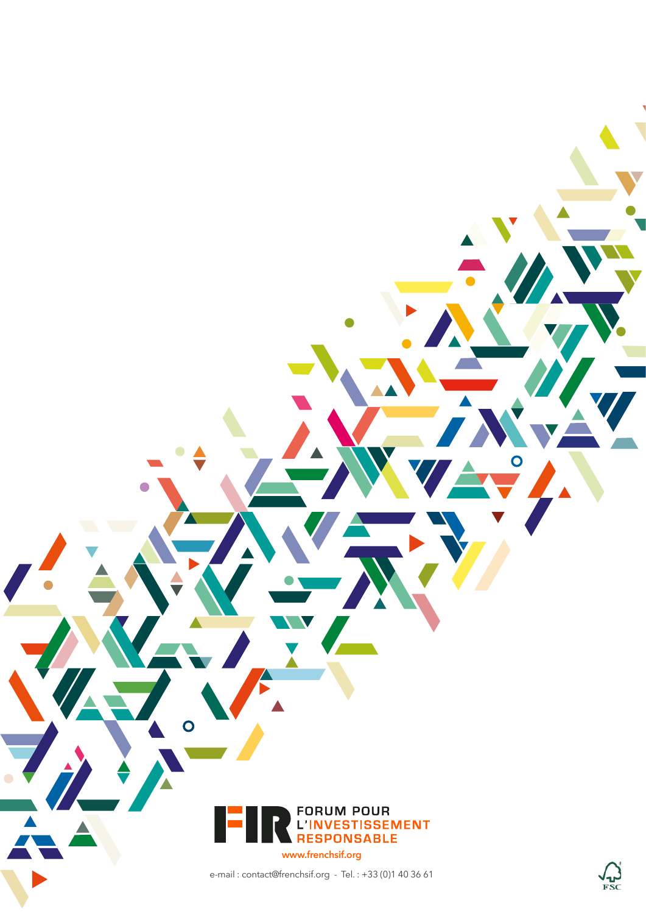FIR FORUM POUR L'INVESTISSEMENT RESPONSABLE

www.frenchsif.org

e-mail : contact@frenchsif.org - Tel. : +33 (0)1 40 36 61